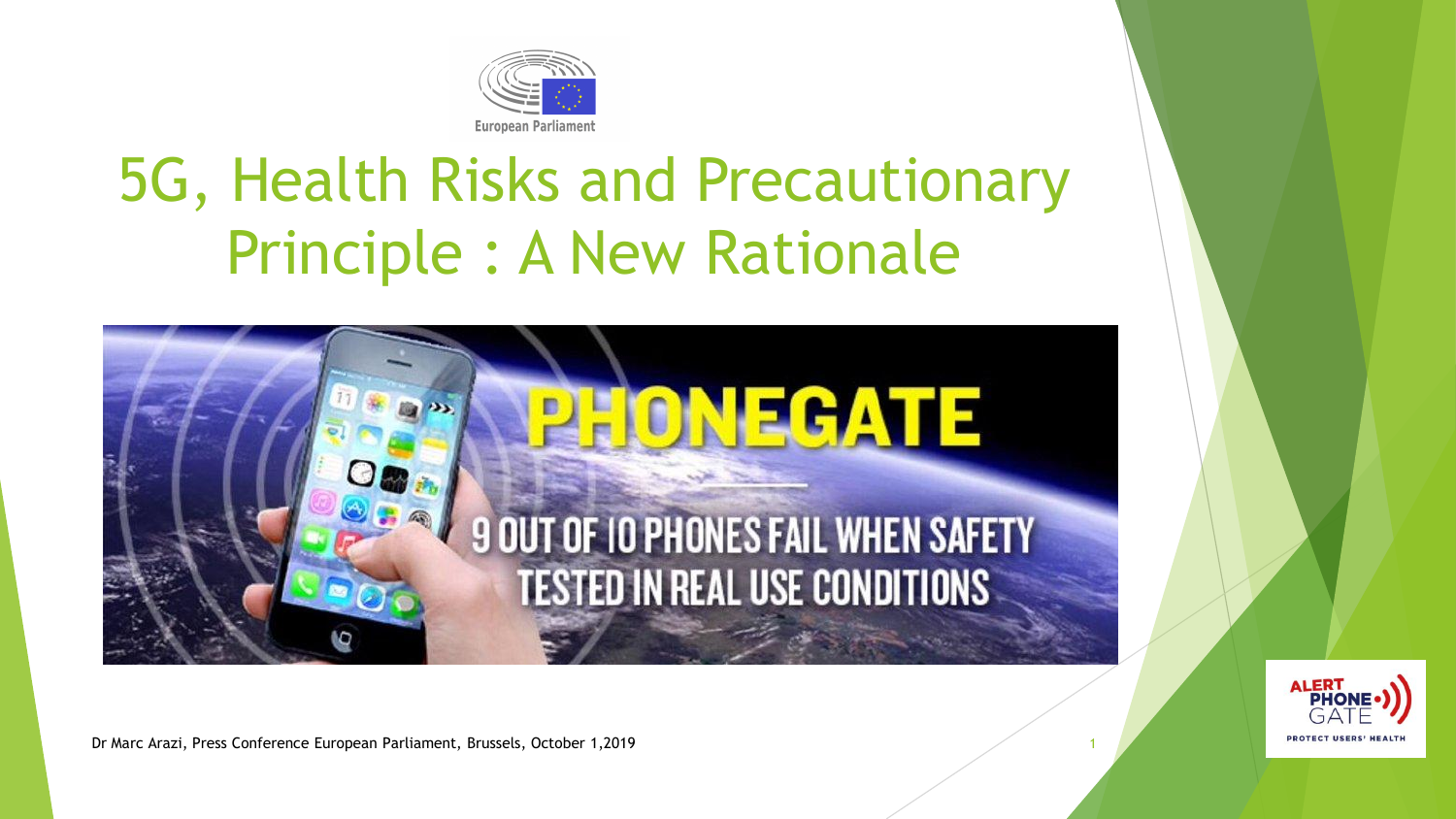European Parliament

# 5G, Health Risks and Precautionary Principle : A New Rationale

PHONEGATE

9 OUT OF 10 PHONES FAIL WHEN SAFETY TESTED IN REAL USE CONDITIONS

Dr Marc Arazi, Press Conference European Parliament, Brussels, October 1,2019

ALERT PHONE GATE

PROTECT USERS' HEALTH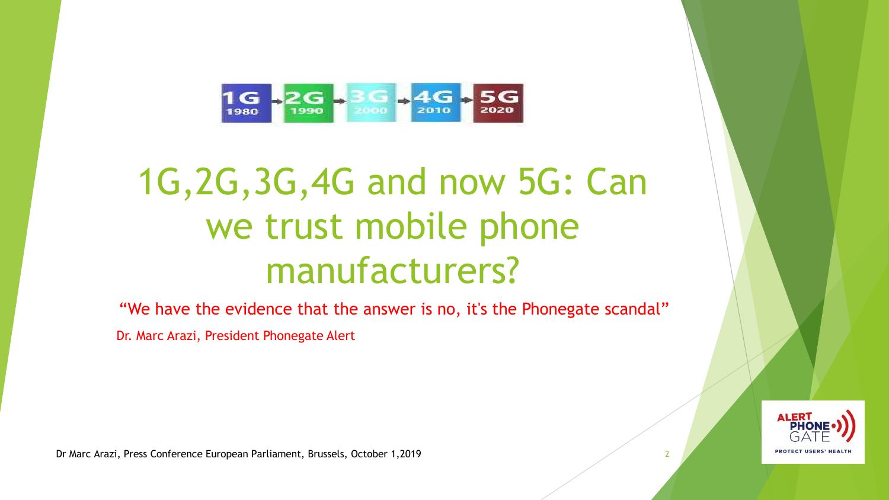1G 1980 → 2G 1990 → 3G 2000 → 4G 2010 → 5G 2020

# 1G,2G,3G,4G and now 5G: Can we trust mobile phone manufacturers?

"We have the evidence that the answer is no, it's the Phonegate scandal"

Dr. Marc Arazi, President Phonegate Alert

Dr Marc Arazi, Press Conference European Parliament, Brussels, October 1,2019

ALERT PHONE GATE
PROTECT USERS' HEALTH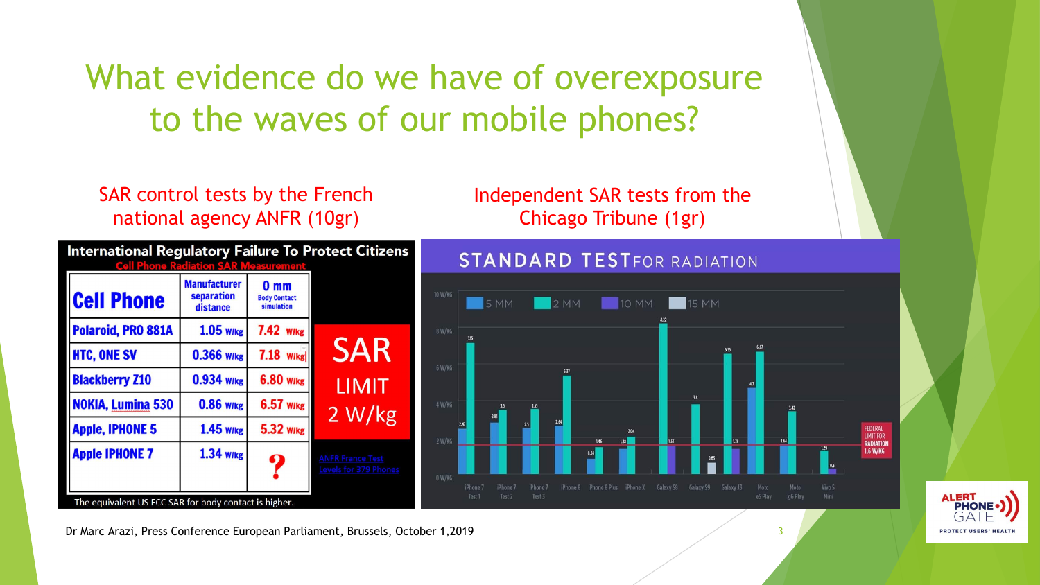# What evidence do we have of overexposure to the waves of our mobile phones?

## SAR control tests by the French national agency ANFR (10gr)

**International Regulatory Failure To Protect Citizens**

Cell Phone Radiation SAR Measurement

| Cell Phone | Manufacturer separation distance | 0 mm Body Contact simulation |
|---|---|---|
| Polaroid, PRO 881A | 1.05 W/kg | 7.42 W/kg |
| HTC, ONE SV | 0.366 W/kg | 7.18 W/kg |
| Blackberry Z10 | 0.934 W/kg | 6.80 W/kg |
| NOKIA, Lumina 530 | 0.86 W/kg | 6.57 W/kg |
| Apple, IPHONE 5 | 1.45 W/kg | 5.32 W/kg |
| Apple IPHONE 7 | 1.34 W/kg | ? |

SAR LIMIT 2 W/kg

ANFR France Test Levels for 379 Phones

The equivalent US FCC SAR for body contact is higher.

## Independent SAR tests from the Chicago Tribune (1gr)

**STANDARD TEST FOR RADIATION**

| Phone | 5 MM | 2 MM | 10 MM | 15 MM |
|---|---|---|---|---|
| iPhone 7 Test 1 | 2.47 | 7.15 | | |
| iPhone 7 Test 2 | 2.83 | 3.5 | | |
| iPhone 7 Test 3 | 2.5 | 3.55 | | |
| iPhone 8 | 2.64 | 5.37 | | |
| iPhone 8 Plus | 0.84 | 1.46 | | |
| iPhone X | 1.38 | 2.04 | | |
| Galaxy S8 | | 8.22 | 1.53 | |
| Galaxy S9 | | 3.8 | | 0.63 |
| Galaxy J3 | | 6.55 | 1.38 | |
| Moto e5 Play | 4.7 | 6.57 | | |
| Moto g6 Play | 1.64 | 3.42 | | |
| Vivo 5 Mini | | 1.29 | 0.3 | |

FEDERAL LIMIT FOR RADIATION 1.6 W/KG

Dr Marc Arazi, Press Conference European Parliament, Brussels, October 1,2019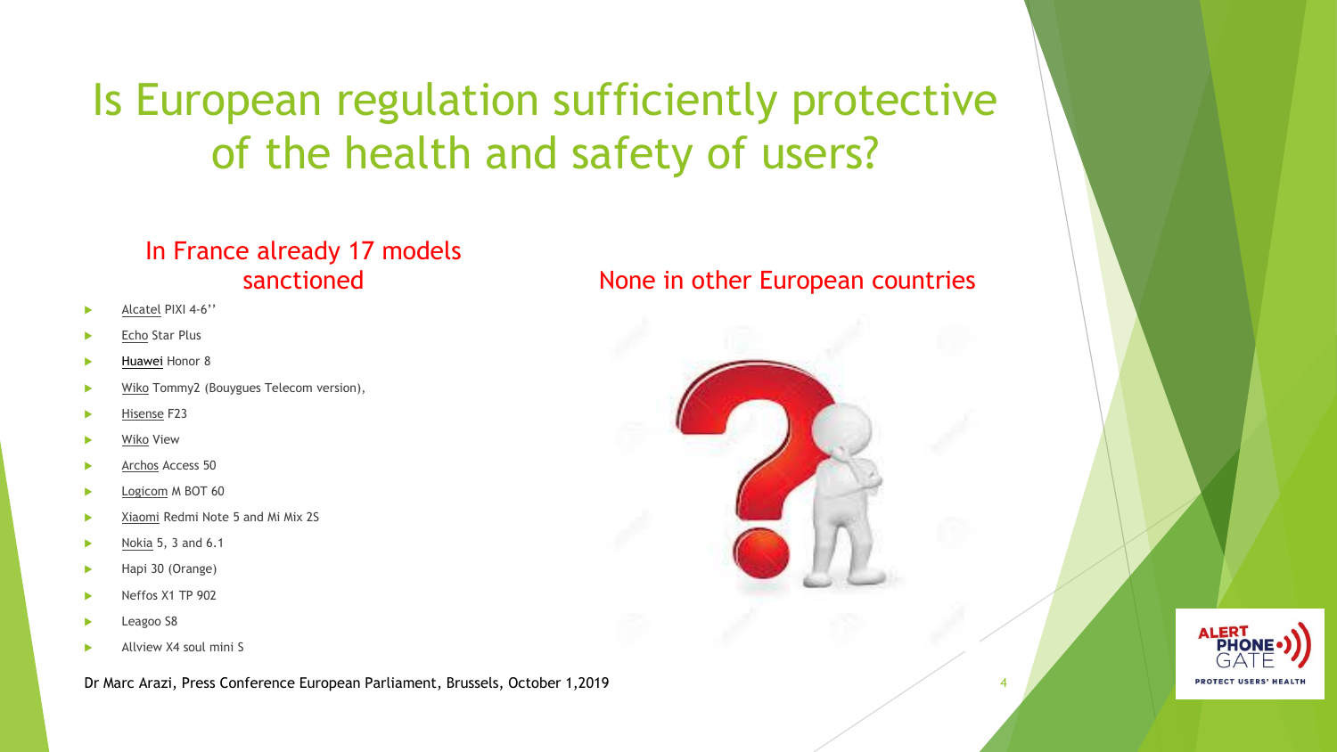# Is European regulation sufficiently protective of the health and safety of users?

## In France already 17 models sanctioned

- Alcatel PIXI 4-6''
- Echo Star Plus
- Huawei Honor 8
- Wiko Tommy2 (Bouygues Telecom version),
- Hisense F23
- Wiko View
- Archos Access 50
- Logicom M BOT 60
- Xiaomi Redmi Note 5 and Mi Mix 2S
- Nokia 5, 3 and 6.1
- Hapi 30 (Orange)
- Neffos X1 TP 902
- Leagoo S8
- Allview X4 soul mini S

## None in other European countries

Dr Marc Arazi, Press Conference European Parliament, Brussels, October 1,2019

ALERT PHONE GATE
PROTECT USERS' HEALTH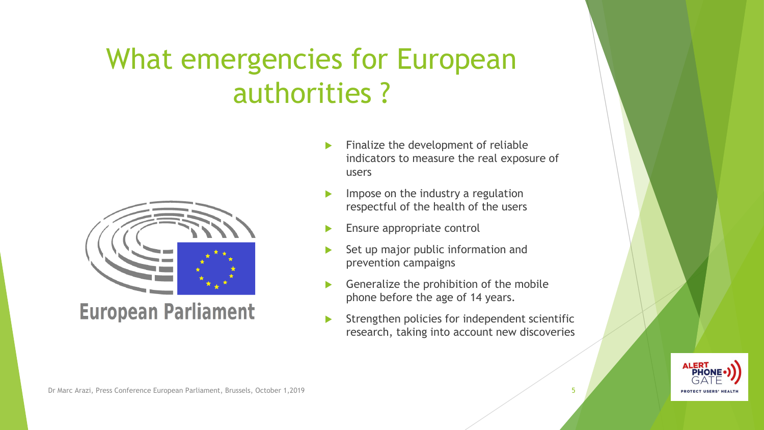# What emergencies for European authorities ?

- Finalize the development of reliable indicators to measure the real exposure of users
- Impose on the industry a regulation respectful of the health of the users
- Ensure appropriate control
- Set up major public information and prevention campaigns
- Generalize the prohibition of the mobile phone before the age of 14 years.
- Strengthen policies for independent scientific research, taking into account new discoveries

Dr Marc Arazi, Press Conference European Parliament, Brussels, October 1,2019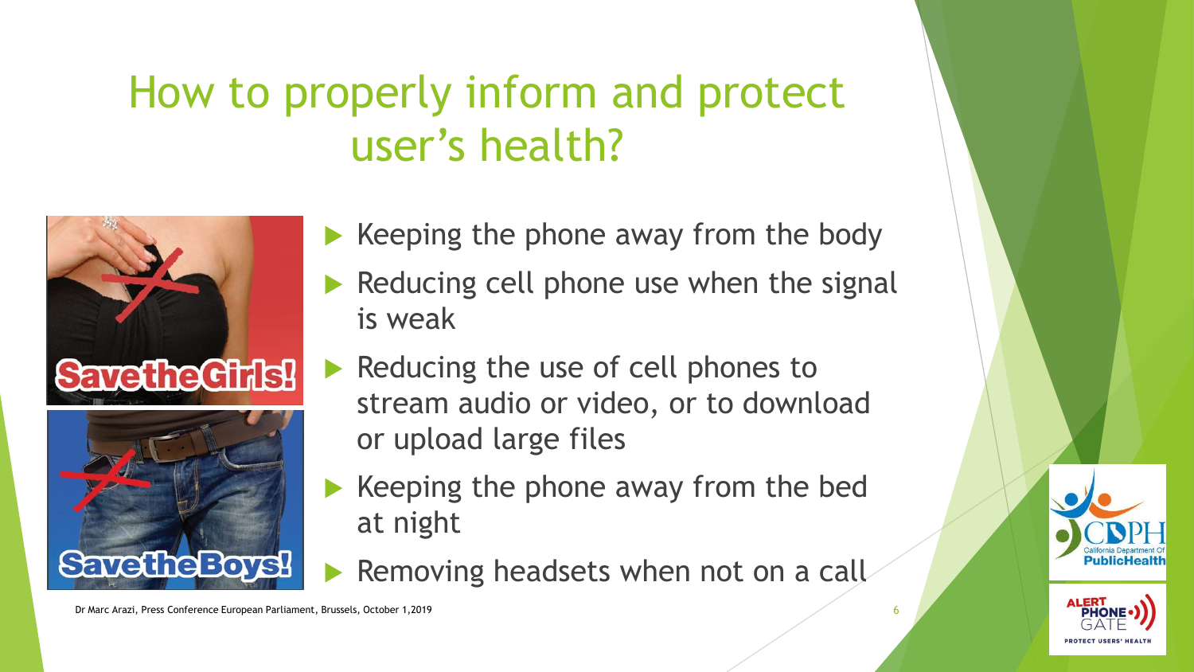# How to properly inform and protect user's health?

- Keeping the phone away from the body
- Reducing cell phone use when the signal is weak
- Reducing the use of cell phones to stream audio or video, or to download or upload large files
- Keeping the phone away from the bed at night
- Removing headsets when not on a call

Dr Marc Arazi, Press Conference European Parliament, Brussels, October 1,2019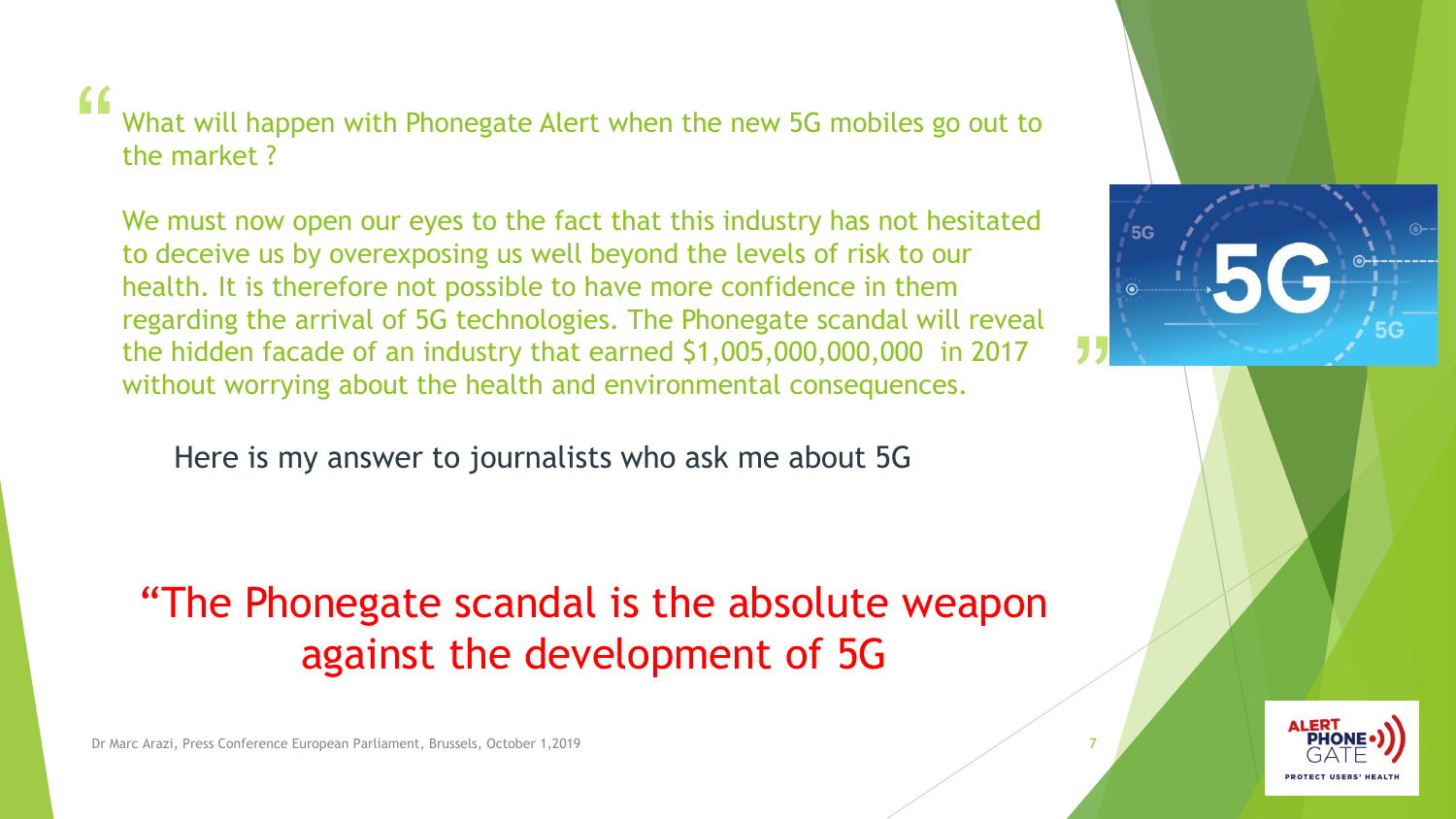> What will happen with Phonegate Alert when the new 5G mobiles go out to the market ?
>
> We must now open our eyes to the fact that this industry has not hesitated to deceive us by overexposing us well beyond the levels of risk to our health. It is therefore not possible to have more confidence in them regarding the arrival of 5G technologies. The Phonegate scandal will reveal the hidden facade of an industry that earned $1,005,000,000,000 in 2017 without worrying about the health and environmental consequences.

Here is my answer to journalists who ask me about 5G

## “The Phonegate scandal is the absolute weapon against the development of 5G

Dr Marc Arazi, Press Conference European Parliament, Brussels, October 1,2019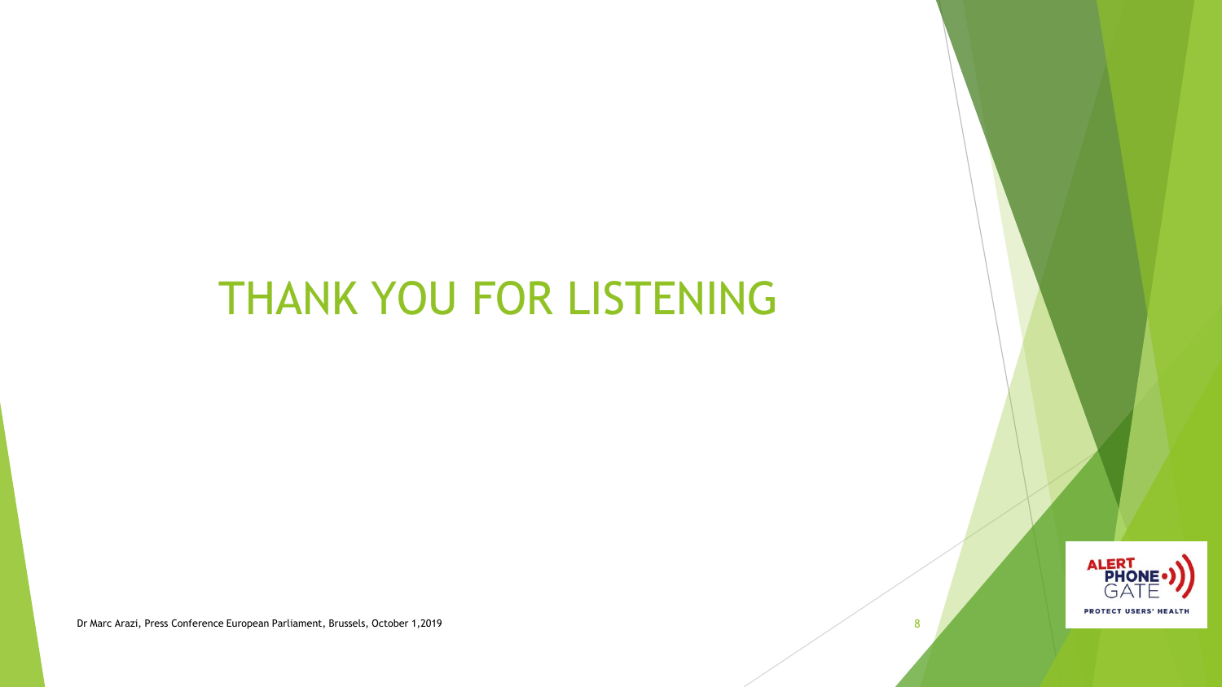# THANK YOU FOR LISTENING